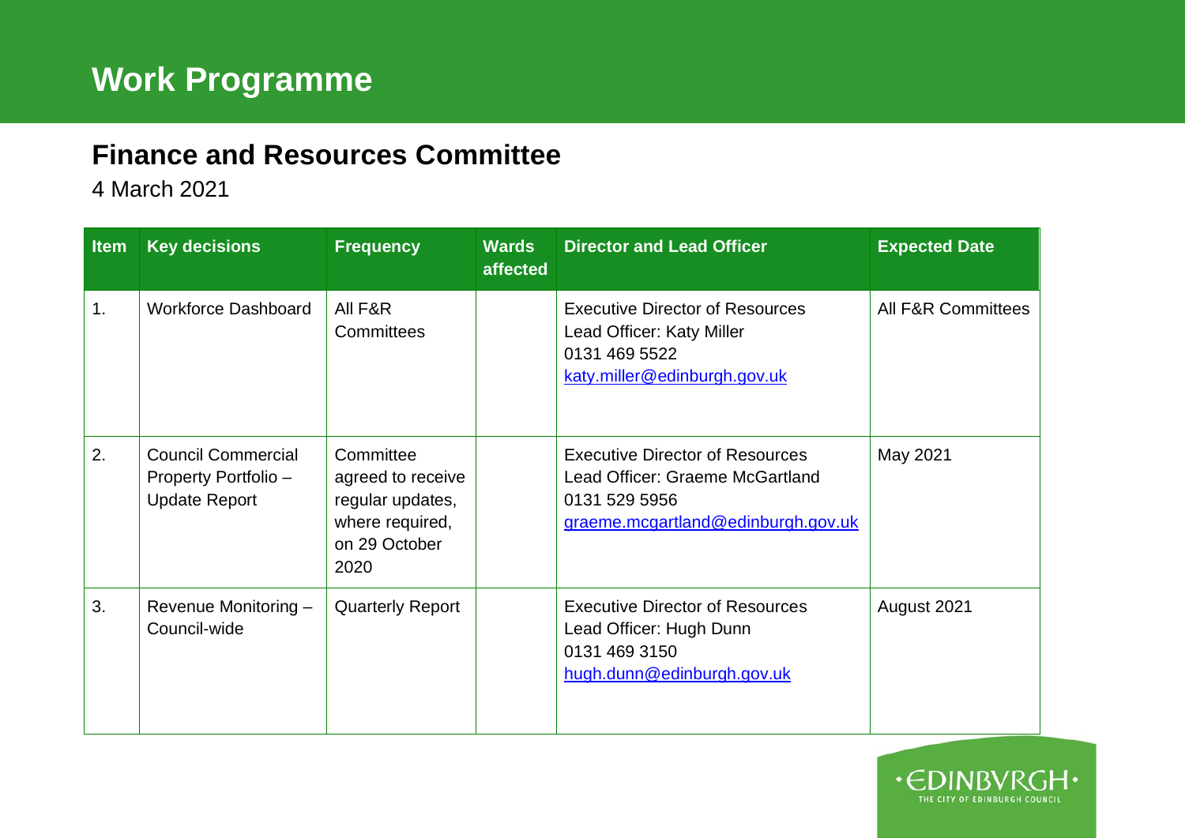# Work Programme

## Finance and Resources Committee

4 March 2021

| Item | Key decisions | Frequency | Wards affected | Director and Lead Officer | Expected Date |
|---|---|---|---|---|---|
| 1. | Workforce Dashboard | All F&R Committees | | Executive Director of Resources<br>Lead Officer: Katy Miller<br>0131 469 5522<br>katy.miller@edinburgh.gov.uk | All F&R Committees |
| 2. | Council Commercial Property Portfolio – Update Report | Committee agreed to receive regular updates, where required, on 29 October 2020 | | Executive Director of Resources<br>Lead Officer: Graeme McGartland<br>0131 529 5956<br>graeme.mcgartland@edinburgh.gov.uk | May 2021 |
| 3. | Revenue Monitoring – Council-wide | Quarterly Report | | Executive Director of Resources<br>Lead Officer: Hugh Dunn<br>0131 469 3150<br>hugh.dunn@edinburgh.gov.uk | August 2021 |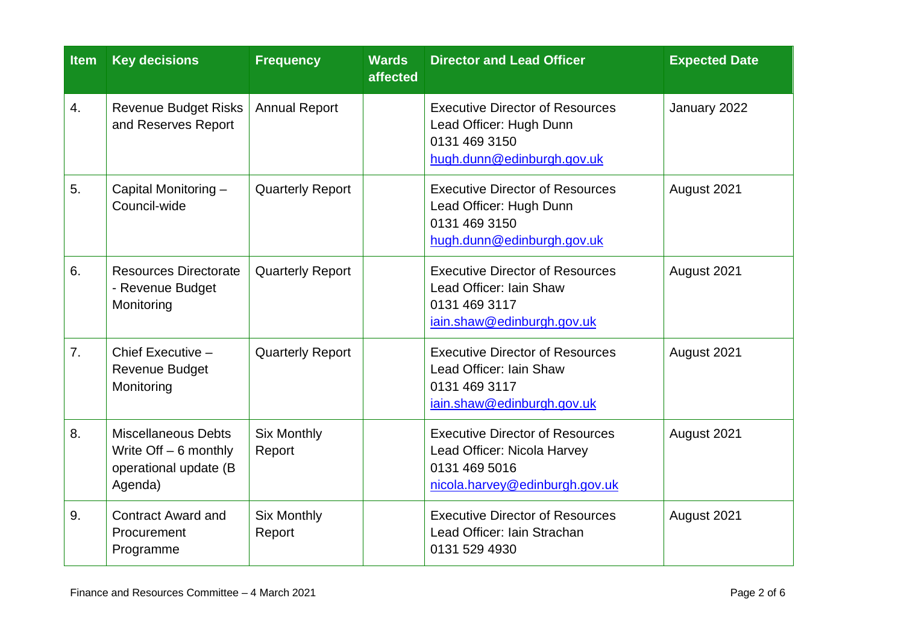| Item | Key decisions | Frequency | Wards affected | Director and Lead Officer | Expected Date |
|---|---|---|---|---|---|
| 4. | Revenue Budget Risks and Reserves Report | Annual Report | | Executive Director of Resources<br>Lead Officer: Hugh Dunn<br>0131 469 3150<br>hugh.dunn@edinburgh.gov.uk | January 2022 |
| 5. | Capital Monitoring – Council-wide | Quarterly Report | | Executive Director of Resources<br>Lead Officer: Hugh Dunn<br>0131 469 3150<br>hugh.dunn@edinburgh.gov.uk | August 2021 |
| 6. | Resources Directorate - Revenue Budget Monitoring | Quarterly Report | | Executive Director of Resources<br>Lead Officer: Iain Shaw<br>0131 469 3117<br>iain.shaw@edinburgh.gov.uk | August 2021 |
| 7. | Chief Executive – Revenue Budget Monitoring | Quarterly Report | | Executive Director of Resources<br>Lead Officer: Iain Shaw<br>0131 469 3117<br>iain.shaw@edinburgh.gov.uk | August 2021 |
| 8. | Miscellaneous Debts Write Off – 6 monthly operational update (B Agenda) | Six Monthly Report | | Executive Director of Resources<br>Lead Officer: Nicola Harvey<br>0131 469 5016<br>nicola.harvey@edinburgh.gov.uk | August 2021 |
| 9. | Contract Award and Procurement Programme | Six Monthly Report | | Executive Director of Resources<br>Lead Officer: Iain Strachan<br>0131 529 4930 | August 2021 |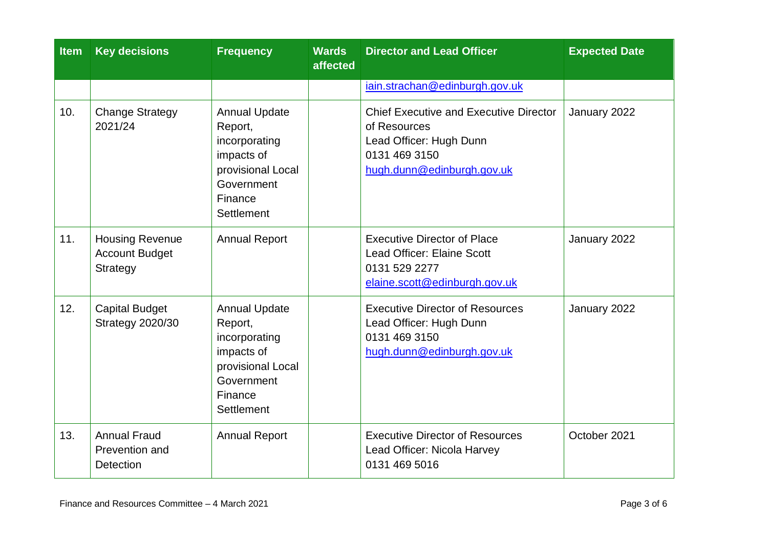| Item | Key decisions | Frequency | Wards affected | Director and Lead Officer | Expected Date |
|---|---|---|---|---|---|
| | | | | iain.strachan@edinburgh.gov.uk | |
| 10. | Change Strategy 2021/24 | Annual Update Report, incorporating impacts of provisional Local Government Finance Settlement | | Chief Executive and Executive Director of Resources<br>Lead Officer: Hugh Dunn<br>0131 469 3150<br>hugh.dunn@edinburgh.gov.uk | January 2022 |
| 11. | Housing Revenue Account Budget Strategy | Annual Report | | Executive Director of Place<br>Lead Officer: Elaine Scott<br>0131 529 2277<br>elaine.scott@edinburgh.gov.uk | January 2022 |
| 12. | Capital Budget Strategy 2020/30 | Annual Update Report, incorporating impacts of provisional Local Government Finance Settlement | | Executive Director of Resources<br>Lead Officer: Hugh Dunn<br>0131 469 3150<br>hugh.dunn@edinburgh.gov.uk | January 2022 |
| 13. | Annual Fraud Prevention and Detection | Annual Report | | Executive Director of Resources<br>Lead Officer: Nicola Harvey<br>0131 469 5016 | October 2021 |

Finance and Resources Committee – 4 March 2021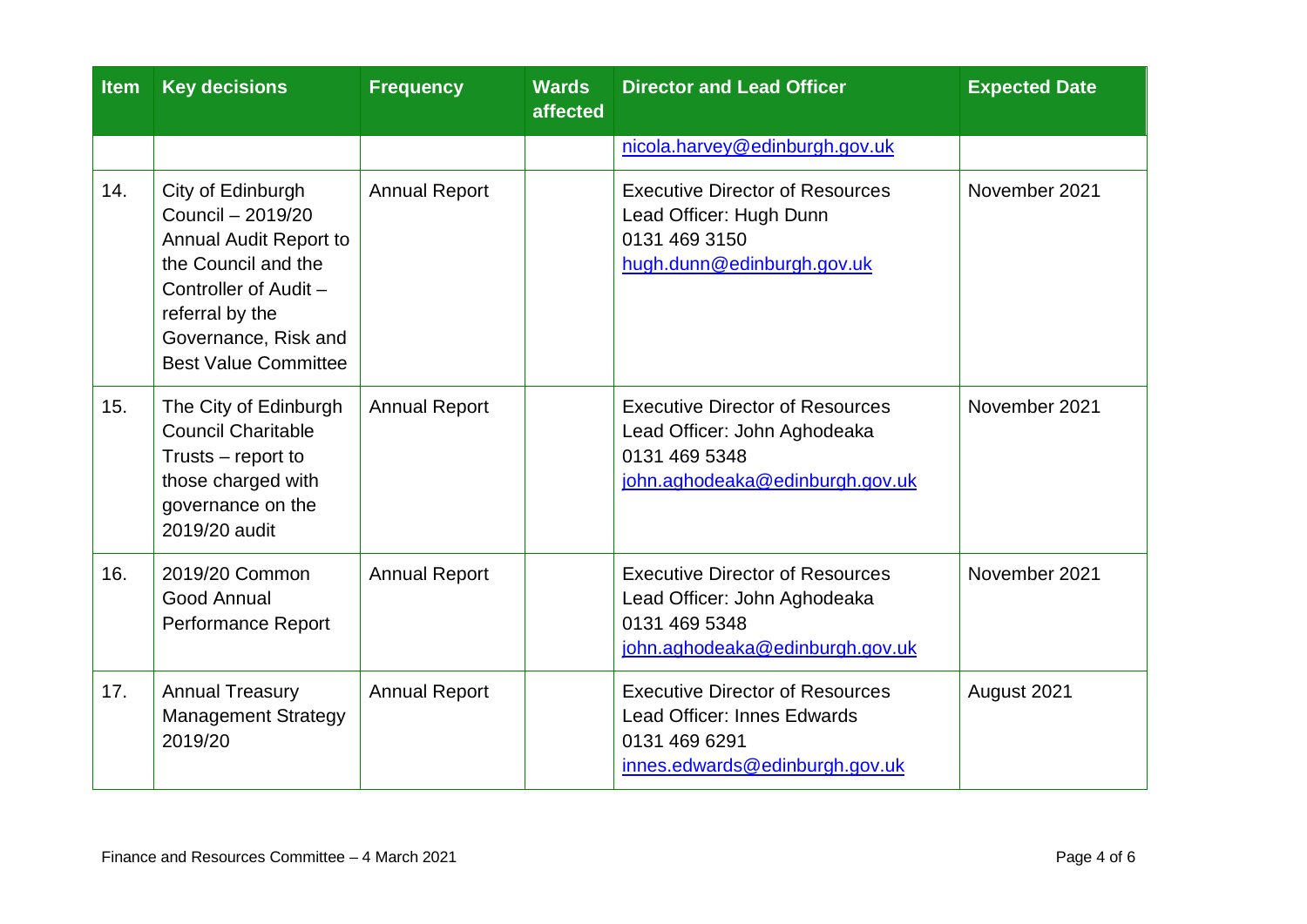| Item | Key decisions | Frequency | Wards affected | Director and Lead Officer | Expected Date |
|---|---|---|---|---|---|
| | | | | nicola.harvey@edinburgh.gov.uk | |
| 14. | City of Edinburgh Council – 2019/20 Annual Audit Report to the Council and the Controller of Audit – referral by the Governance, Risk and Best Value Committee | Annual Report | | Executive Director of Resources<br>Lead Officer: Hugh Dunn<br>0131 469 3150<br>hugh.dunn@edinburgh.gov.uk | November 2021 |
| 15. | The City of Edinburgh Council Charitable Trusts – report to those charged with governance on the 2019/20 audit | Annual Report | | Executive Director of Resources<br>Lead Officer: John Aghodeaka<br>0131 469 5348<br>john.aghodeaka@edinburgh.gov.uk | November 2021 |
| 16. | 2019/20 Common Good Annual Performance Report | Annual Report | | Executive Director of Resources<br>Lead Officer: John Aghodeaka<br>0131 469 5348<br>john.aghodeaka@edinburgh.gov.uk | November 2021 |
| 17. | Annual Treasury Management Strategy 2019/20 | Annual Report | | Executive Director of Resources<br>Lead Officer: Innes Edwards<br>0131 469 6291<br>innes.edwards@edinburgh.gov.uk | August 2021 |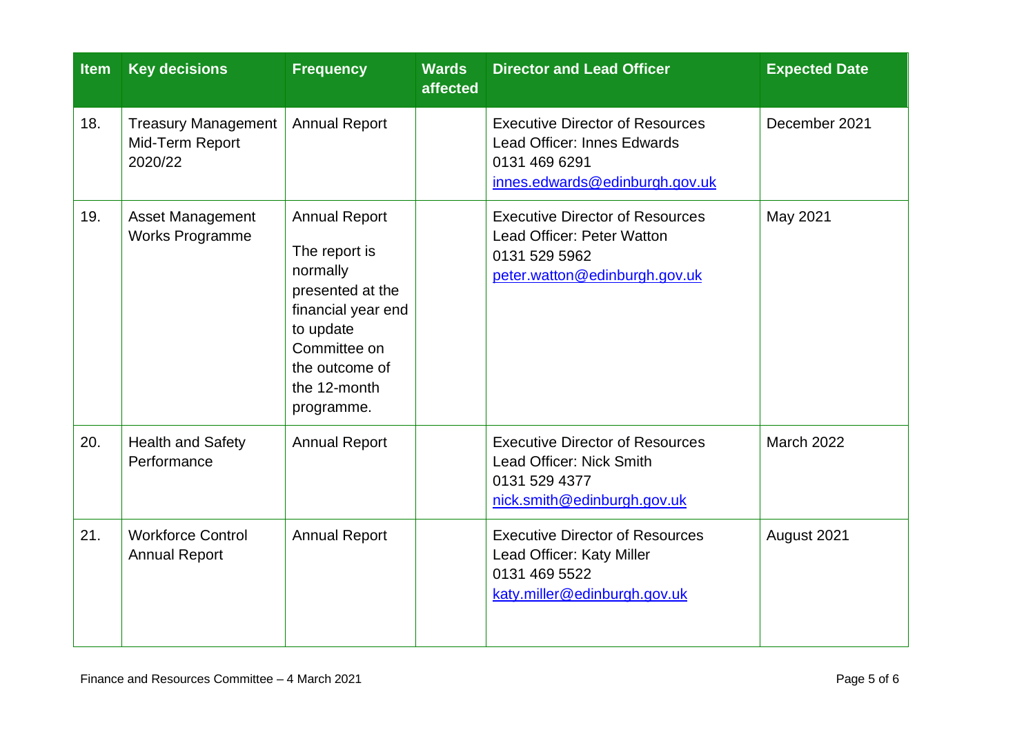| Item | Key decisions | Frequency | Wards affected | Director and Lead Officer | Expected Date |
|---|---|---|---|---|---|
| 18. | Treasury Management Mid-Term Report 2020/22 | Annual Report | | Executive Director of Resources<br>Lead Officer: Innes Edwards<br>0131 469 6291<br>innes.edwards@edinburgh.gov.uk | December 2021 |
| 19. | Asset Management Works Programme | Annual Report<br>The report is normally presented at the financial year end to update Committee on the outcome of the 12-month programme. | | Executive Director of Resources<br>Lead Officer: Peter Watton<br>0131 529 5962<br>peter.watton@edinburgh.gov.uk | May 2021 |
| 20. | Health and Safety Performance | Annual Report | | Executive Director of Resources<br>Lead Officer: Nick Smith<br>0131 529 4377<br>nick.smith@edinburgh.gov.uk | March 2022 |
| 21. | Workforce Control Annual Report | Annual Report | | Executive Director of Resources<br>Lead Officer: Katy Miller<br>0131 469 5522<br>katy.miller@edinburgh.gov.uk | August 2021 |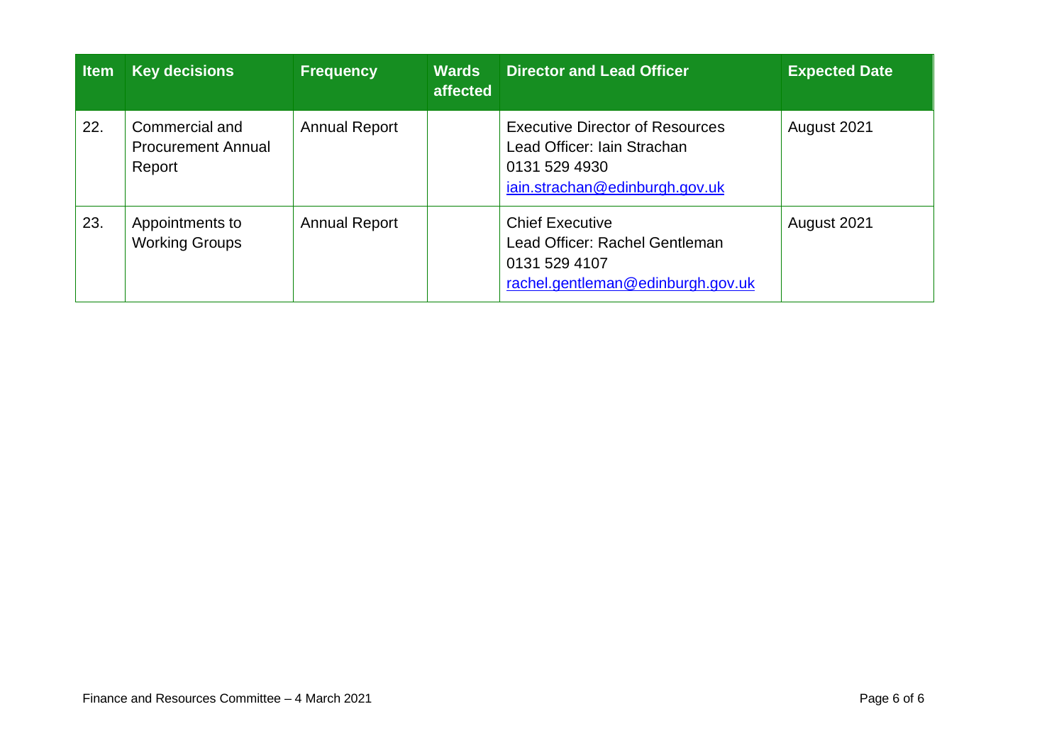| Item | Key decisions | Frequency | Wards affected | Director and Lead Officer | Expected Date |
|---|---|---|---|---|---|
| 22. | Commercial and Procurement Annual Report | Annual Report | | Executive Director of Resources<br>Lead Officer: Iain Strachan<br>0131 529 4930<br>iain.strachan@edinburgh.gov.uk | August 2021 |
| 23. | Appointments to Working Groups | Annual Report | | Chief Executive<br>Lead Officer: Rachel Gentleman<br>0131 529 4107<br>rachel.gentleman@edinburgh.gov.uk | August 2021 |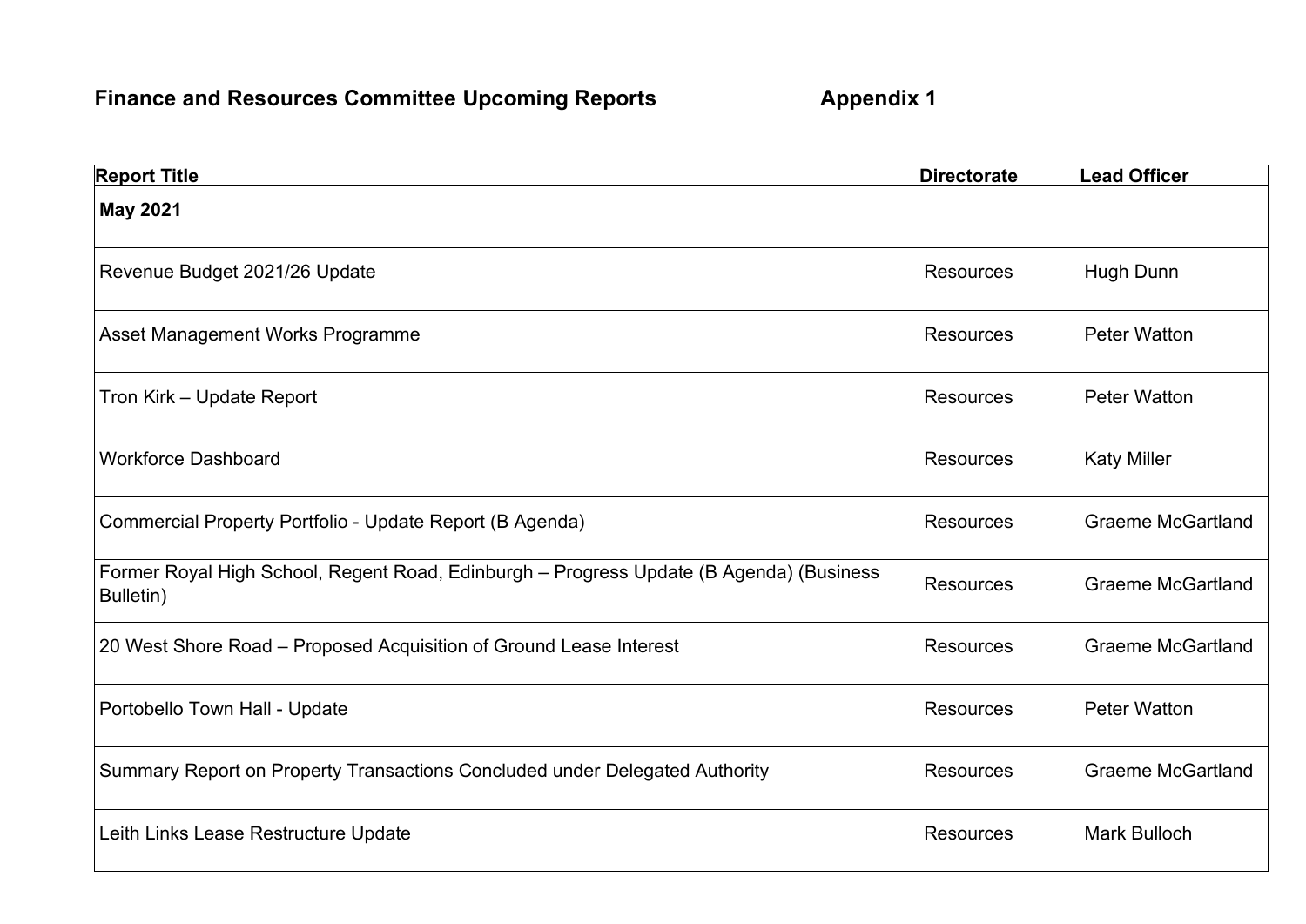## Finance and Resources Committee Upcoming Reports **Appendix 1**

| Report Title | Directorate | Lead Officer |
| --- | --- | --- |
| **May 2021** | | |
| Revenue Budget 2021/26 Update | Resources | Hugh Dunn |
| Asset Management Works Programme | Resources | Peter Watton |
| Tron Kirk – Update Report | Resources | Peter Watton |
| Workforce Dashboard | Resources | Katy Miller |
| Commercial Property Portfolio - Update Report (B Agenda) | Resources | Graeme McGartland |
| Former Royal High School, Regent Road, Edinburgh – Progress Update (B Agenda) (Business Bulletin) | Resources | Graeme McGartland |
| 20 West Shore Road – Proposed Acquisition of Ground Lease Interest | Resources | Graeme McGartland |
| Portobello Town Hall - Update | Resources | Peter Watton |
| Summary Report on Property Transactions Concluded under Delegated Authority | Resources | Graeme McGartland |
| Leith Links Lease Restructure Update | Resources | Mark Bulloch |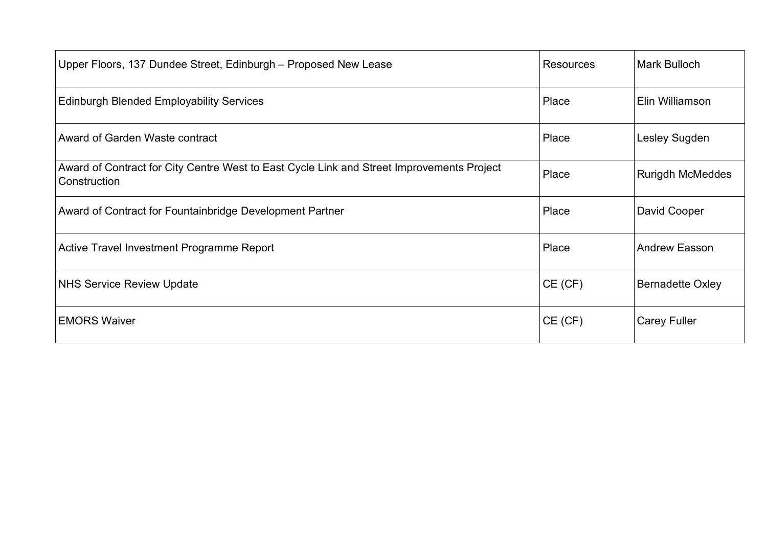| | | |
|---|---|---|
| Upper Floors, 137 Dundee Street, Edinburgh – Proposed New Lease | Resources | Mark Bulloch |
| Edinburgh Blended Employability Services | Place | Elin Williamson |
| Award of Garden Waste contract | Place | Lesley Sugden |
| Award of Contract for City Centre West to East Cycle Link and Street Improvements Project Construction | Place | Rurigdh McMeddes |
| Award of Contract for Fountainbridge Development Partner | Place | David Cooper |
| Active Travel Investment Programme Report | Place | Andrew Easson |
| NHS Service Review Update | CE (CF) | Bernadette Oxley |
| EMORS Waiver | CE (CF) | Carey Fuller |